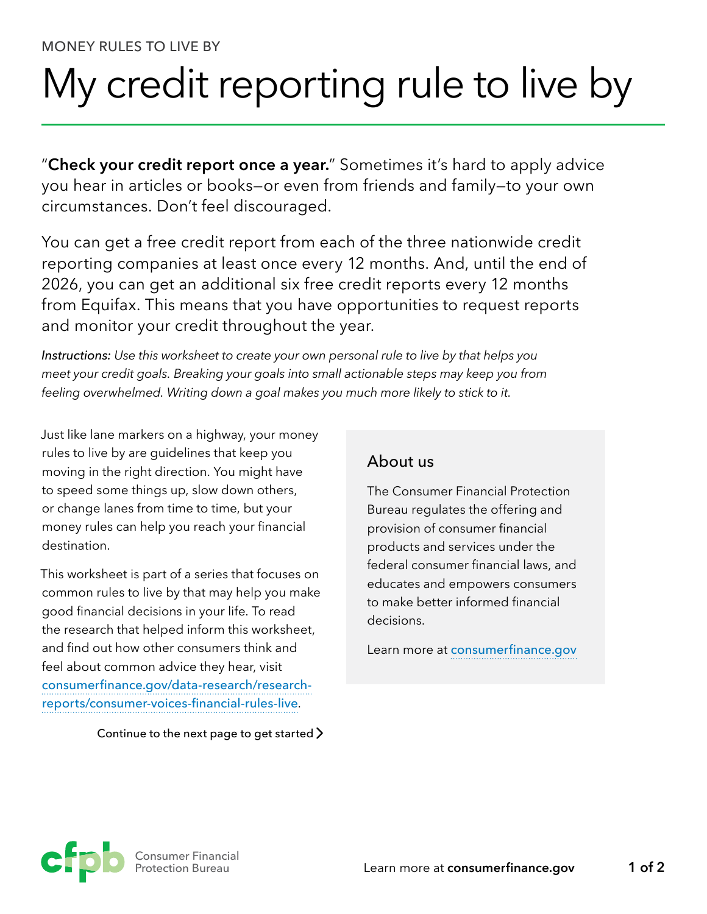MONEY RULES TO LIVE BY

# My credit reporting rule to live by

"**Check your credit report once a year.**" Sometimes it's hard to apply advice you hear in articles or books—or even from friends and family—to your own circumstances. Don't feel discouraged.

You can get a free credit report from each of the three nationwide credit reporting companies at least once every 12 months. And, until the end of 2026, you can get an additional six free credit reports every 12 months from Equifax. This means that you have opportunities to request reports and monitor your credit throughout the year.

*Instructions: Use this worksheet to create your own personal rule to live by that helps you meet your credit goals. Breaking your goals into small actionable steps may keep you from feeling overwhelmed. Writing down a goal makes you much more likely to stick to it.*

Just like lane markers on a highway, your money rules to live by are guidelines that keep you moving in the right direction. You might have to speed some things up, slow down others, or change lanes from time to time, but your money rules can help you reach your financial destination.

This worksheet is part of a series that focuses on common rules to live by that may help you make good financial decisions in your life. To read the research that helped inform this worksheet, and find out how other consumers think and feel about common advice they hear, visit consumerfinance.gov/data-research/research-reports/consumer-voices-financial-rules-live.

Continue to the next page to get started >

## About us

The Consumer Financial Protection Bureau regulates the offering and provision of consumer financial products and services under the federal consumer financial laws, and educates and empowers consumers to make better informed financial decisions.

Learn more at consumerfinance.gov

Consumer Financial Protection Bureau

Learn more at **consumerfinance.gov**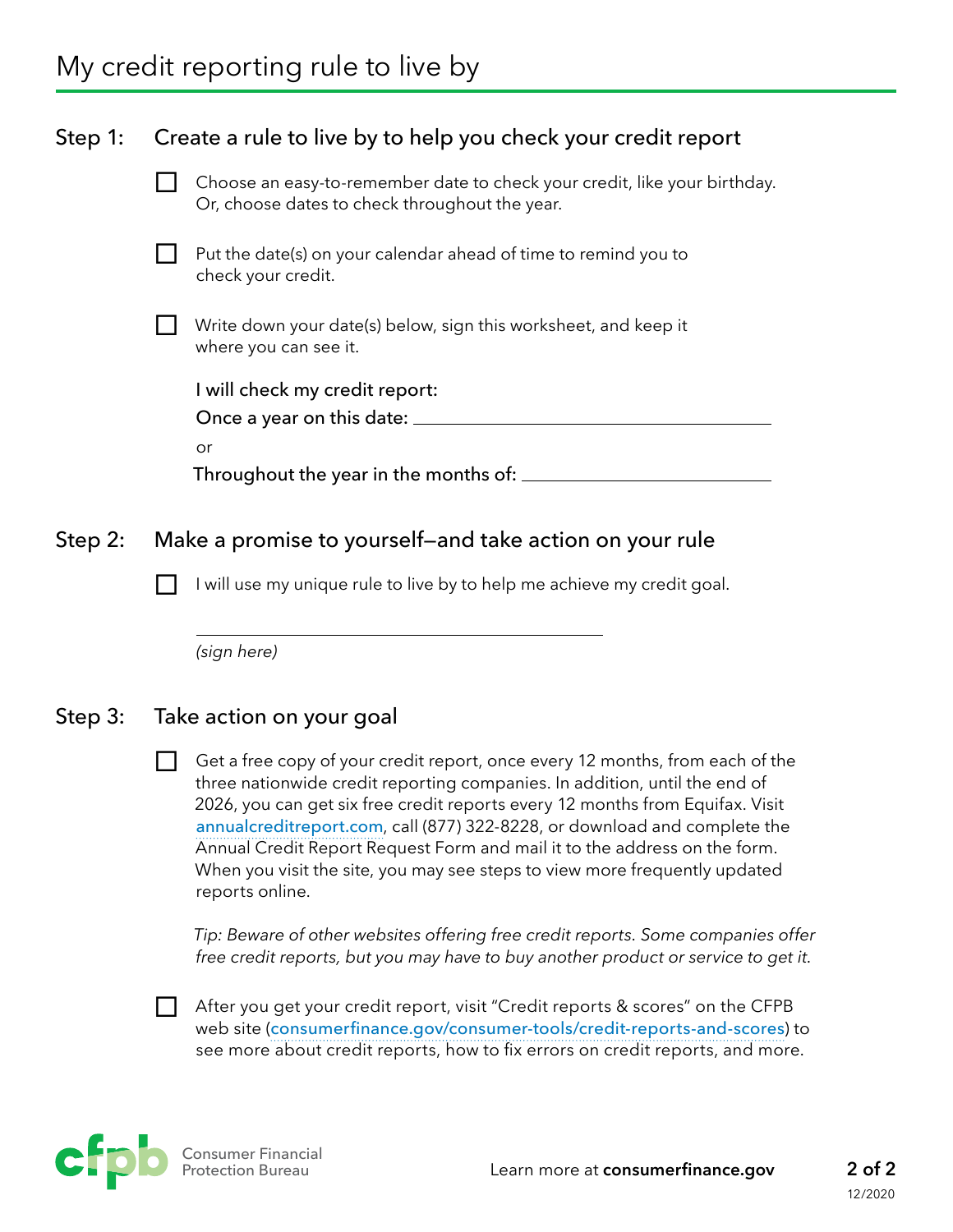# My credit reporting rule to live by

## Step 1: Create a rule to live by to help you check your credit report

- [ ] Choose an easy-to-remember date to check your credit, like your birthday. Or, choose dates to check throughout the year.
- [ ] Put the date(s) on your calendar ahead of time to remind you to check your credit.
- [ ] Write down your date(s) below, sign this worksheet, and keep it where you can see it.

I will check my credit report:

Once a year on this date: ______________________________

or

Throughout the year in the months of: ______________________

## Step 2: Make a promise to yourself—and take action on your rule

- [ ] I will use my unique rule to live by to help me achieve my credit goal.

______________________________

*(sign here)*

## Step 3: Take action on your goal

- [ ] Get a free copy of your credit report, once every 12 months, from each of the three nationwide credit reporting companies. In addition, until the end of 2026, you can get six free credit reports every 12 months from Equifax. Visit annualcreditreport.com, call (877) 322-8228, or download and complete the Annual Credit Report Request Form and mail it to the address on the form. When you visit the site, you may see steps to view more frequently updated reports online.

  *Tip: Beware of other websites offering free credit reports. Some companies offer free credit reports, but you may have to buy another product or service to get it.*

- [ ] After you get your credit report, visit "Credit reports & scores" on the CFPB web site (consumerfinance.gov/consumer-tools/credit-reports-and-scores) to see more about credit reports, how to fix errors on credit reports, and more.

cfpb Consumer Financial Protection Bureau

Learn more at **consumerfinance.gov**

12/2020